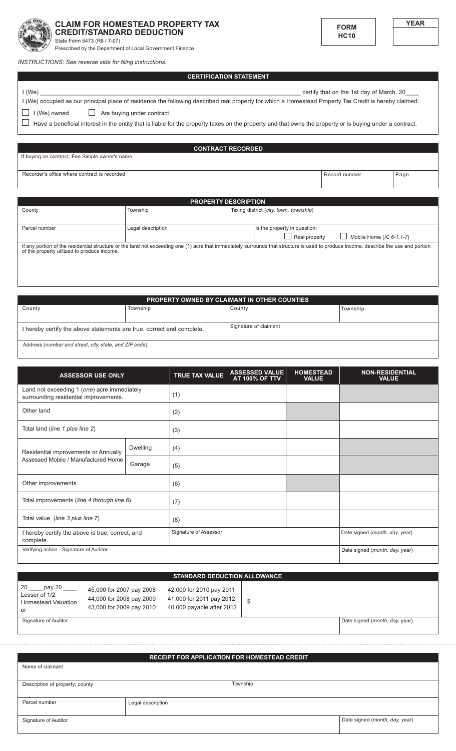# CLAIM FOR HOMESTEAD PROPERTY TAX CREDIT/STANDARD DEDUCTION

State Form 5473 (R8 / 7-07)
Prescribed by the Department of Local Government Finance

**FORM HC10**

**YEAR**

*INSTRUCTIONS: See reverse side for filing instructions.*

## CERTIFICATION STATEMENT

I (We) ______________________________________________ certify that on the 1st day of March, 20____

I (We) occupied as our principal place of residence the following described real property for which a Homestead Property Tax Credit is hereby claimed:

☐ I (We) owned ☐ Are buying under contract

☐ Have a beneficial interest in the entity that is liable for the property taxes on the property and that owns the property or is buying under a contract.

## CONTRACT RECORDED

| If buying on contract, Fee Simple owner's name | | |
|---|---|---|
| Recorder's office where contract is recorded | Record number | Page |

## PROPERTY DESCRIPTION

| County | Township | Taxing district (*city, town, township*) |
|---|---|---|
| Parcel number | Legal description | Is the property in question: ☐ Real property ☐ Mobile Home (*IC 6-1.1-7*) |

If any portion of the residential structure or the land not exceeding one (1) acre that immediately surrounds that structure is used to produce income, describe the use and portion of the property utilized to produce income.

## PROPERTY OWNED BY CLAIMANT IN OTHER COUNTIES

| County | Township | County | Township |
|---|---|---|---|
| | | | |

| I hereby certify the above statements are true, correct and complete. | Signature of claimant |
|---|---|
| Address (*number and street, city, state, and ZIP code*) | |

| ASSESSOR USE ONLY | | TRUE TAX VALUE | ASSESSED VALUE AT 100% OF TTV | HOMESTEAD VALUE | NON-RESIDENTIAL VALUE |
|---|---|---|---|---|---|
| Land not exceeding 1 (*one*) acre immediately surrounding residential improvements. | | (1) | | | |
| Other land | | (2) | | | |
| Total land (*line 1 plus line 2*) | | (3) | | | |
| Residential improvements or Annually Assessed Mobile / Manufactured Home | Dwelling | (4) | | | |
| | Garage | (5) | | | |
| Other improvements | | (6) | | | |
| Total improvements (*line 4 through line 6*) | | (7) | | | |
| Total value (*line 3 plus line 7*) | | (8) | | | |
| I hereby certify the above is true, correct, and complete. | | Signature of Assessor | | | Date signed (*month, day, year*) |
| Verifying action - Signature of Auditor | | | | | Date signed (*month, day, year*) |

## STANDARD DEDUCTION ALLOWANCE

| 20 ____ pay 20 ____ Lesser of 1/2 Homestead Valuation or | 45,000 for 2007 pay 2008<br>44,000 for 2008 pay 2009<br>43,000 for 2009 pay 2010 | 42,000 for 2010 pay 2011<br>41,000 for 2011 pay 2012<br>40,000 payable after 2012 | $ |
|---|---|---|---|
| Signature of Auditor | | | Date signed (*month, day, year*) |

## RECEIPT FOR APPLICATION FOR HOMESTEAD CREDIT

| Name of claimant | | |
|---|---|---|
| Description of property; county | | Township |
| Parcel number | Legal description | |
| Signature of Auditor | | Date signed (*month, day, year*) |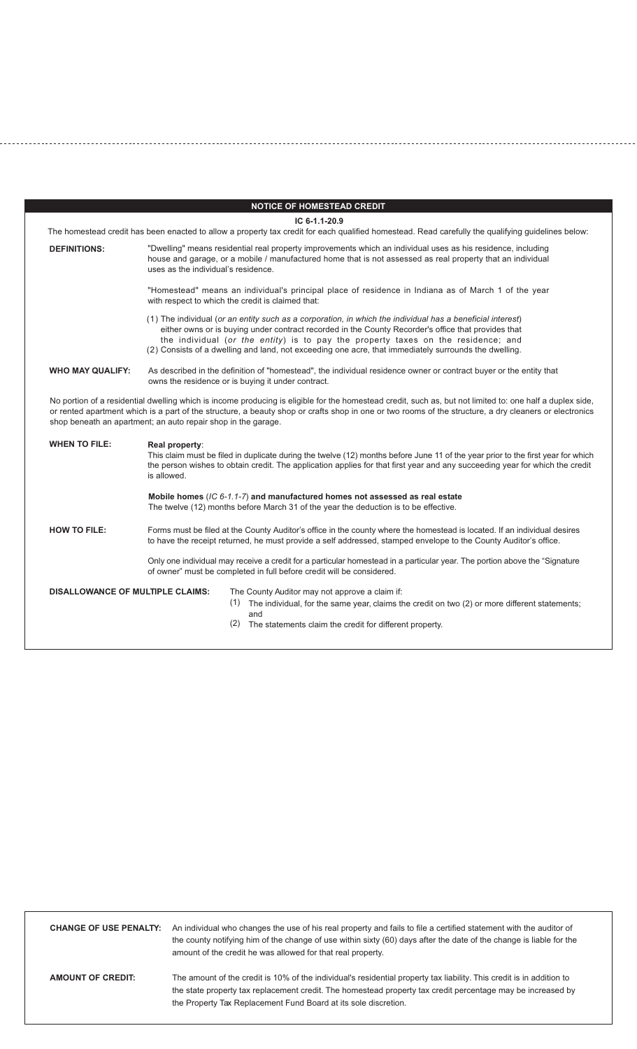## NOTICE OF HOMESTEAD CREDIT

**IC 6-1.1-20.9**

The homestead credit has been enacted to allow a property tax credit for each qualified homestead. Read carefully the qualifying guidelines below:

**DEFINITIONS:** "Dwelling" means residential real property improvements which an individual uses as his residence, including house and garage, or a mobile / manufactured home that is not assessed as real property that an individual uses as the individual's residence.

"Homestead" means an individual's principal place of residence in Indiana as of March 1 of the year with respect to which the credit is claimed that:

(1) The individual (*or an entity such as a corporation, in which the individual has a beneficial interest*) either owns or is buying under contract recorded in the County Recorder's office that provides that the individual (*or the entity*) is to pay the property taxes on the residence; and
(2) Consists of a dwelling and land, not exceeding one acre, that immediately surrounds the dwelling.

**WHO MAY QUALIFY:** As described in the definition of "homestead", the individual residence owner or contract buyer or the entity that owns the residence or is buying it under contract.

No portion of a residential dwelling which is income producing is eligible for the homestead credit, such as, but not limited to: one half a duplex side, or rented apartment which is a part of the structure, a beauty shop or crafts shop in one or two rooms of the structure, a dry cleaners or electronics shop beneath an apartment; an auto repair shop in the garage.

**WHEN TO FILE:** **Real property**:
This claim must be filed in duplicate during the twelve (12) months before June 11 of the year prior to the first year for which the person wishes to obtain credit. The application applies for that first year and any succeeding year for which the credit is allowed.

**Mobile homes** (*IC 6-1.1-7*) **and manufactured homes not assessed as real estate**
The twelve (12) months before March 31 of the year the deduction is to be effective.

**HOW TO FILE:** Forms must be filed at the County Auditor's office in the county where the homestead is located. If an individual desires to have the receipt returned, he must provide a self addressed, stamped envelope to the County Auditor's office.

Only one individual may receive a credit for a particular homestead in a particular year. The portion above the "Signature of owner" must be completed in full before credit will be considered.

**DISALLOWANCE OF MULTIPLE CLAIMS:** The County Auditor may not approve a claim if:
(1) The individual, for the same year, claims the credit on two (2) or more different statements; and
(2) The statements claim the credit for different property.

**CHANGE OF USE PENALTY:** An individual who changes the use of his real property and fails to file a certified statement with the auditor of the county notifying him of the change of use within sixty (60) days after the date of the change is liable for the amount of the credit he was allowed for that real property.

**AMOUNT OF CREDIT:** The amount of the credit is 10% of the individual's residential property tax liability. This credit is in addition to the state property tax replacement credit. The homestead property tax credit percentage may be increased by the Property Tax Replacement Fund Board at its sole discretion.